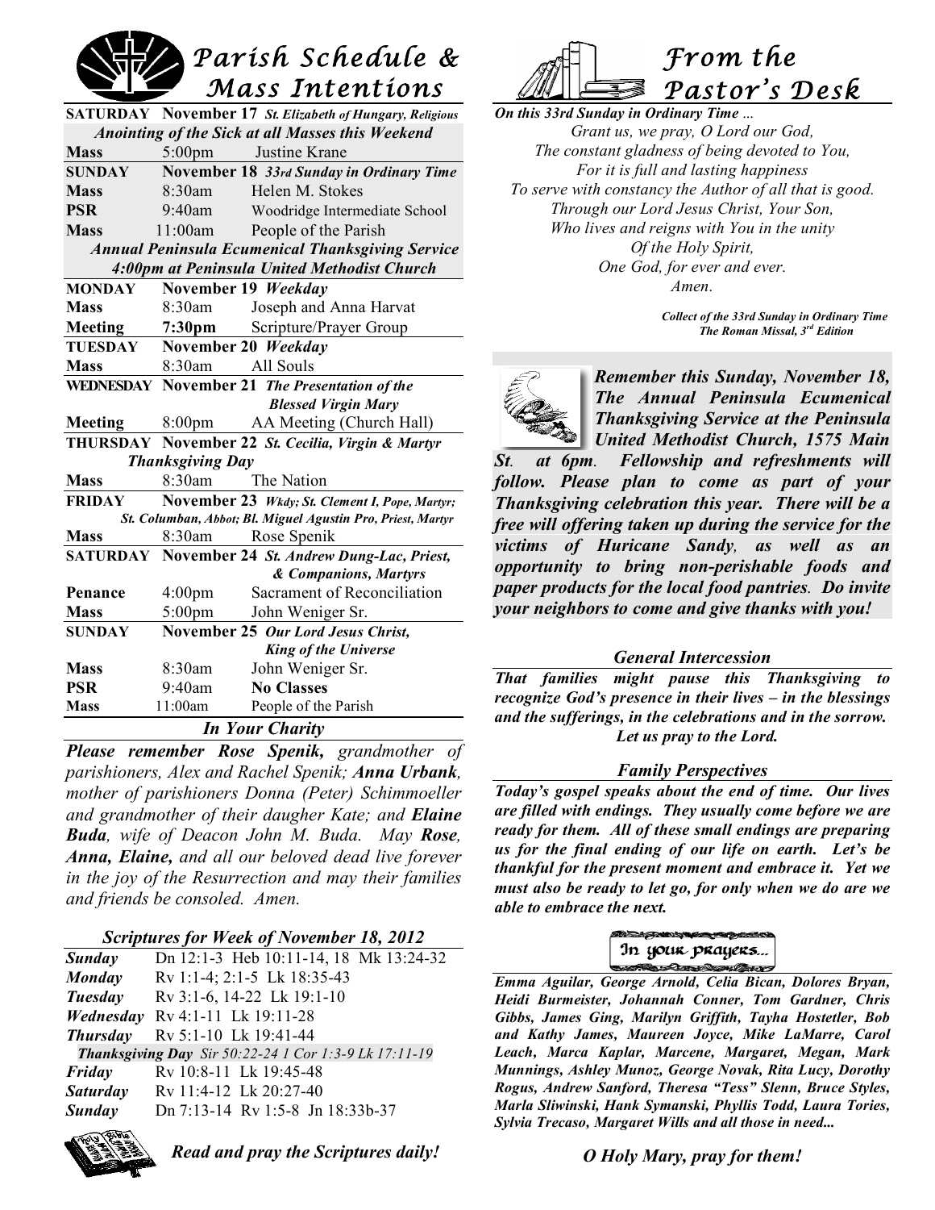# Parish Schedule & Mass Intentions

| | | |
|---|---|---|
| **SATURDAY** | **November 17** *St. Elizabeth of Hungary, Religious* | |
| *Anointing of the Sick at all Masses this Weekend* | | |
| **Mass** | 5:00pm | Justine Krane |
| **SUNDAY** | **November 18** *33rd Sunday in Ordinary Time* | |
| **Mass** | 8:30am | Helen M. Stokes |
| **PSR** | 9:40am | Woodridge Intermediate School |
| **Mass** | 11:00am | People of the Parish |
| *Annual Peninsula Ecumenical Thanksgiving Service 4:00pm at Peninsula United Methodist Church* | | |
| **MONDAY** | **November 19** *Weekday* | |
| **Mass** | 8:30am | Joseph and Anna Harvat |
| **Meeting** | **7:30pm** | Scripture/Prayer Group |
| **TUESDAY** | **November 20** *Weekday* | |
| **Mass** | 8:30am | All Souls |
| **WEDNESDAY** | **November 21** *The Presentation of the Blessed Virgin Mary* | |
| **Meeting** | 8:00pm | AA Meeting (Church Hall) |
| **THURSDAY** | **November 22** *St. Cecilia, Virgin & Martyr* | |
| *Thanksgiving Day* | | |
| **Mass** | 8:30am | The Nation |
| **FRIDAY** | **November 23** *Wkdy; St. Clement I, Pope, Martyr; St. Columban, Abbot; Bl. Miguel Agustin Pro, Priest, Martyr* | |
| **Mass** | 8:30am | Rose Spenik |
| **SATURDAY** | **November 24** *St. Andrew Dung-Lac, Priest, & Companions, Martyrs* | |
| **Penance** | 4:00pm | Sacrament of Reconciliation |
| **Mass** | 5:00pm | John Weniger Sr. |
| **SUNDAY** | **November 25** *Our Lord Jesus Christ, King of the Universe* | |
| **Mass** | 8:30am | John Weniger Sr. |
| **PSR** | 9:40am | **No Classes** |
| **Mass** | 11:00am | People of the Parish |

## *In Your Charity*

***Please remember Rose Spenik,*** *grandmother of parishioners, Alex and Rachel Spenik;* ***Anna Urbank****, mother of parishioners Donna (Peter) Schimmoeller and grandmother of their daugher Kate; and* ***Elaine Buda****, wife of Deacon John M. Buda. May* ***Rose****,* ***Anna, Elaine,*** *and all our beloved dead live forever in the joy of the Resurrection and may their families and friends be consoled. Amen.*

## *Scriptures for Week of November 18, 2012*

| | |
|---|---|
| ***Sunday*** | Dn 12:1-3 Heb 10:11-14, 18 Mk 13:24-32 |
| ***Monday*** | Rv 1:1-4; 2:1-5 Lk 18:35-43 |
| ***Tuesday*** | Rv 3:1-6, 14-22 Lk 19:1-10 |
| ***Wednesday*** | Rv 4:1-11 Lk 19:11-28 |
| ***Thursday*** | Rv 5:1-10 Lk 19:41-44 |
| ***Thanksgiving Day*** | *Sir 50:22-24 1 Cor 1:3-9 Lk 17:11-19* |
| ***Friday*** | Rv 10:8-11 Lk 19:45-48 |
| ***Saturday*** | Rv 11:4-12 Lk 20:27-40 |
| ***Sunday*** | Dn 7:13-14 Rv 1:5-8 Jn 18:33b-37 |

***Read and pray the Scriptures daily!***

# From the Pastor's Desk

***On this 33rd Sunday in Ordinary Time …***

*Grant us, we pray, O Lord our God,*
*The constant gladness of being devoted to You,*
*For it is full and lasting happiness*
*To serve with constancy the Author of all that is good.*
*Through our Lord Jesus Christ, Your Son,*
*Who lives and reigns with You in the unity*
*Of the Holy Spirit,*
*One God, for ever and ever.*
*Amen.*

***Collect of the 33rd Sunday in Ordinary Time***
***The Roman Missal, 3rd Edition***

***Remember this Sunday, November 18, The Annual Peninsula Ecumenical Thanksgiving Service at the Peninsula United Methodist Church, 1575 Main St. at 6pm. Fellowship and refreshments will follow. Please plan to come as part of your Thanksgiving celebration this year. There will be a free will offering taken up during the service for the victims of Huricane Sandy, as well as an opportunity to bring non-perishable foods and paper products for the local food pantries. Do invite your neighbors to come and give thanks with you!***

## *General Intercession*

***That families might pause this Thanksgiving to recognize God's presence in their lives – in the blessings and the sufferings, in the celebrations and in the sorrow. Let us pray to the Lord.***

## *Family Perspectives*

***Today's gospel speaks about the end of time. Our lives are filled with endings. They usually come before we are ready for them. All of these small endings are preparing us for the final ending of our life on earth. Let's be thankful for the present moment and embrace it. Yet we must also be ready to let go, for only when we do are we able to embrace the next.***

## In your prayers...

***Emma Aguilar, George Arnold, Celia Bican, Dolores Bryan, Heidi Burmeister, Johannah Conner, Tom Gardner, Chris Gibbs, James Ging, Marilyn Griffith, Tayha Hostetler, Bob and Kathy James, Maureen Joyce, Mike LaMarre, Carol Leach, Marca Kaplar, Marcene, Margaret, Megan, Mark Munnings, Ashley Munoz, George Novak, Rita Lucy, Dorothy Rogus, Andrew Sanford, Theresa "Tess" Slenn, Bruce Styles, Marla Sliwinski, Hank Symanski, Phyllis Todd, Laura Tories, Sylvia Trecaso, Margaret Wills and all those in need...***

***O Holy Mary, pray for them!***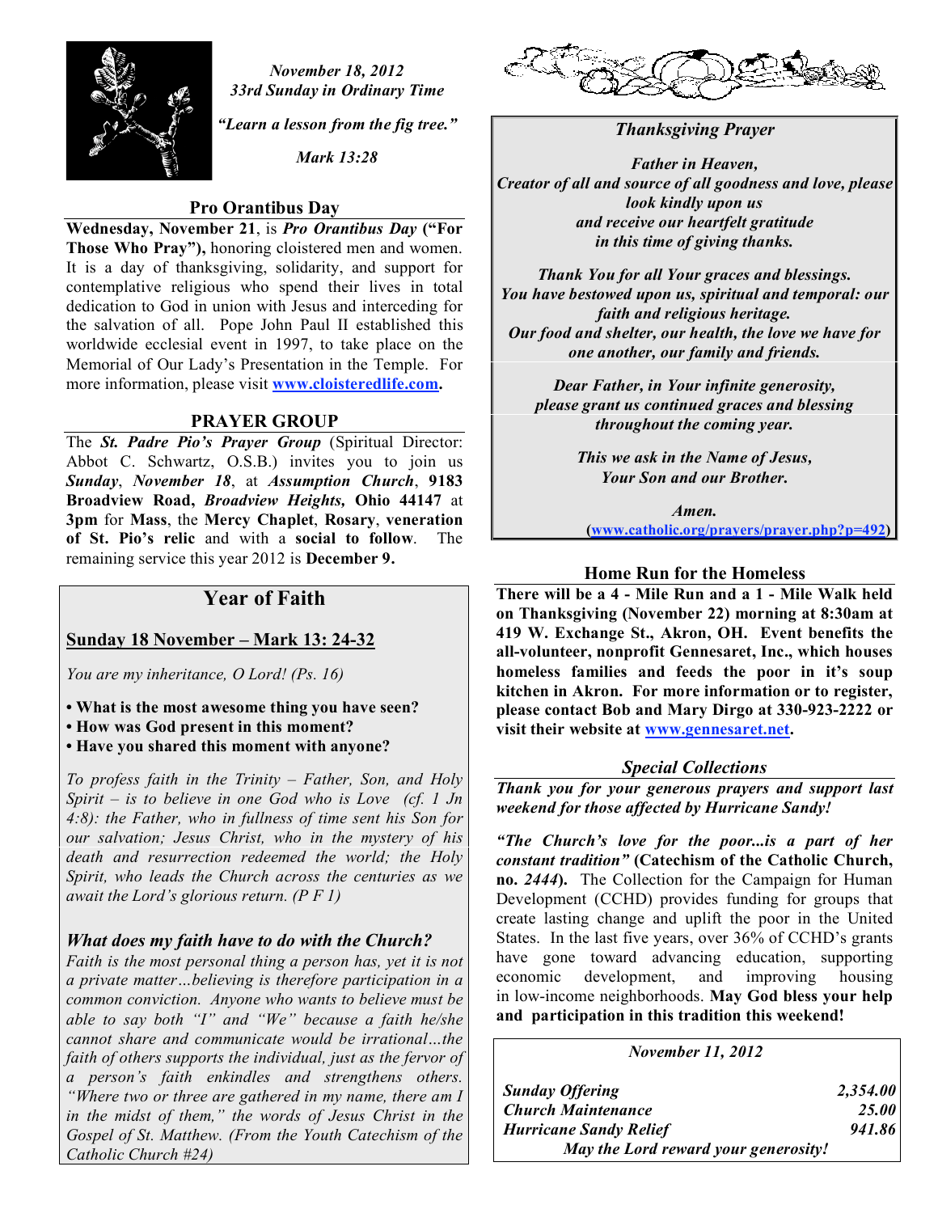*November 18, 2012*
*33rd Sunday in Ordinary Time*

*"Learn a lesson from the fig tree."*

*Mark 13:28*

## Pro Orantibus Day

**Wednesday, November 21**, is ***Pro Orantibus Day*** **("For Those Who Pray"),** honoring cloistered men and women. It is a day of thanksgiving, solidarity, and support for contemplative religious who spend their lives in total dedication to God in union with Jesus and interceding for the salvation of all. Pope John Paul II established this worldwide ecclesial event in 1997, to take place on the Memorial of Our Lady's Presentation in the Temple. For more information, please visit **www.cloisteredlife.com.**

## PRAYER GROUP

The ***St. Padre Pio's Prayer Group*** (Spiritual Director: Abbot C. Schwartz, O.S.B.) invites you to join us ***Sunday***, ***November 18***, at ***Assumption Church***, **9183 Broadview Road,** ***Broadview Heights,*** **Ohio 44147** at **3pm** for **Mass**, the **Mercy Chaplet**, **Rosary**, **veneration of St. Pio's relic** and with a **social to follow**. The remaining service this year 2012 is **December 9.**

## Year of Faith

### Sunday 18 November – Mark 13: 24-32

*You are my inheritance, O Lord! (Ps. 16)*

- **What is the most awesome thing you have seen?**
- **How was God present in this moment?**
- **Have you shared this moment with anyone?**

*To profess faith in the Trinity – Father, Son, and Holy Spirit – is to believe in one God who is Love (cf. 1 Jn 4:8): the Father, who in fullness of time sent his Son for our salvation; Jesus Christ, who in the mystery of his death and resurrection redeemed the world; the Holy Spirit, who leads the Church across the centuries as we await the Lord's glorious return. (P F 1)*

### *What does my faith have to do with the Church?*

*Faith is the most personal thing a person has, yet it is not a private matter…believing is therefore participation in a common conviction. Anyone who wants to believe must be able to say both "I" and "We" because a faith he/she cannot share and communicate would be irrational…the faith of others supports the individual, just as the fervor of a person's faith enkindles and strengthens others. "Where two or three are gathered in my name, there am I in the midst of them," the words of Jesus Christ in the Gospel of St. Matthew. (From the Youth Catechism of the Catholic Church #24)*

## *Thanksgiving Prayer*

***Father in Heaven,***
***Creator of all and source of all goodness and love, please look kindly upon us***
***and receive our heartfelt gratitude***
***in this time of giving thanks.***

***Thank You for all Your graces and blessings.***
***You have bestowed upon us, spiritual and temporal: our faith and religious heritage.***
***Our food and shelter, our health, the love we have for one another, our family and friends.***

***Dear Father, in Your infinite generosity,***
***please grant us continued graces and blessing***
***throughout the coming year.***

***This we ask in the Name of Jesus,***
***Your Son and our Brother.***

***Amen.***
**(www.catholic.org/prayers/prayer.php?p=492)**

## Home Run for the Homeless

**There will be a 4 - Mile Run and a 1 - Mile Walk held on Thanksgiving (November 22) morning at 8:30am at 419 W. Exchange St., Akron, OH. Event benefits the all-volunteer, nonprofit Gennesaret, Inc., which houses homeless families and feeds the poor in it's soup kitchen in Akron. For more information or to register, please contact Bob and Mary Dirgo at 330-923-2222 or visit their website at www.gennesaret.net.**

## *Special Collections*

***Thank you for your generous prayers and support last weekend for those affected by Hurricane Sandy!***

***"The Church's love for the poor...is a part of her constant tradition"*** **(Catechism of the Catholic Church, no.** ***2444*****).** The Collection for the Campaign for Human Development (CCHD) provides funding for groups that create lasting change and uplift the poor in the United States. In the last five years, over 36% of CCHD's grants have gone toward advancing education, supporting economic development, and improving housing in low-income neighborhoods. **May God bless your help and participation in this tradition this weekend!**

*November 11, 2012*

| | |
|---|---|
| ***Sunday Offering*** | ***2,354.00*** |
| ***Church Maintenance*** | ***25.00*** |
| ***Hurricane Sandy Relief*** | ***941.86*** |

***May the Lord reward your generosity!***